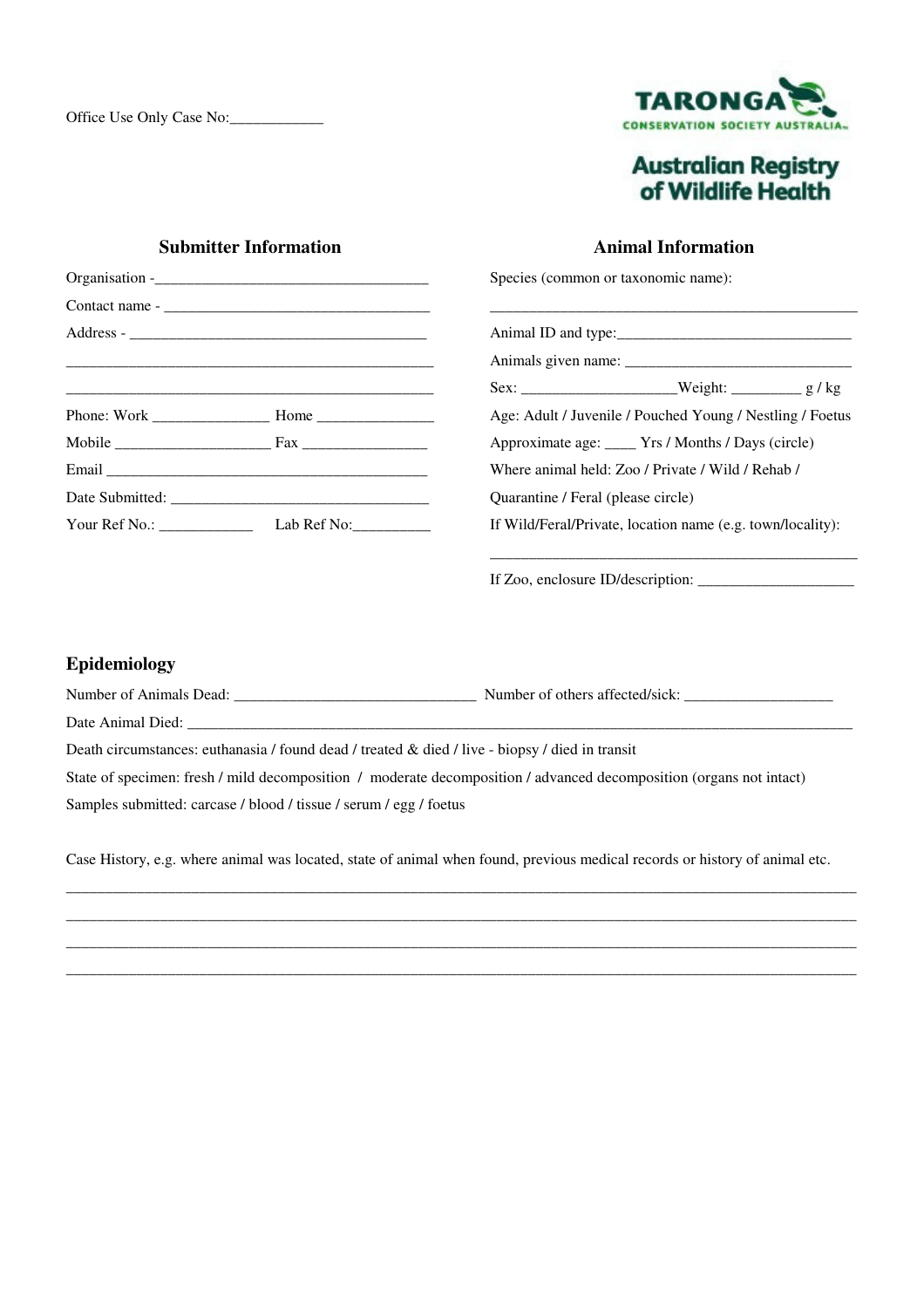Office Use Only Case No:____________

**TARONGA**
CONSERVATION SOCIETY AUSTRALIA

**Australian Registry of Wildlife Health**

## Submitter Information

Organisation -___________________________________

Contact name - ___________________________________

Address - ______________________________________

_______________________________________________

_______________________________________________

Phone: Work _______________ Home _______________

Mobile ____________________ Fax ________________

Email __________________________________________

Date Submitted: __________________________________

Your Ref No.: ____________ Lab Ref No:__________

## Animal Information

Species (common or taxonomic name):

_________________________________________________

Animal ID and type:______________________________

Animals given name: _____________________________

Sex: ____________________Weight: _________ g / kg

Age: Adult / Juvenile / Pouched Young / Nestling / Foetus

Approximate age: ____ Yrs / Months / Days (circle)

Where animal held: Zoo / Private / Wild / Rehab /

Quarantine / Feral (please circle)

If Wild/Feral/Private, location name (e.g. town/locality):

_________________________________________________

If Zoo, enclosure ID/description: ____________________

## Epidemiology

Number of Animals Dead: _______________________________ Number of others affected/sick: ___________________

Date Animal Died: _____________________________________________________________________________________

Death circumstances: euthanasia / found dead / treated & died / live - biopsy / died in transit

State of specimen: fresh / mild decomposition / moderate decomposition / advanced decomposition (organs not intact)

Samples submitted: carcase / blood / tissue / serum / egg / foetus

Case History, e.g. where animal was located, state of animal when found, previous medical records or history of animal etc.

_______________________________________________________________________________________________________

_______________________________________________________________________________________________________

_______________________________________________________________________________________________________

_______________________________________________________________________________________________________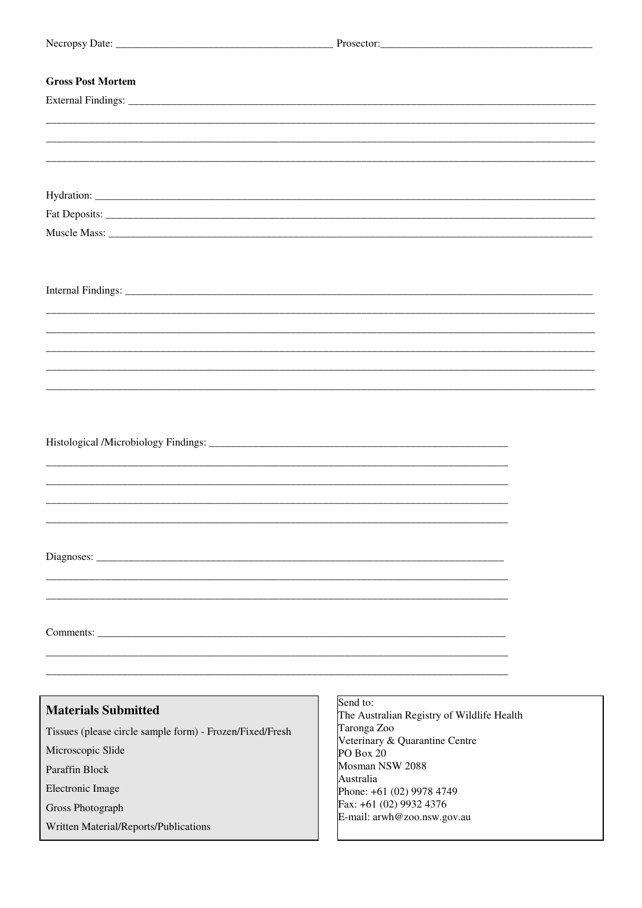Necropsy Date: ________________________________________ Prosector: ________________________________________

**Gross Post Mortem**

External Findings: ______________________________________________________________________________

______________________________________________________________________________

______________________________________________________________________________

______________________________________________________________________________

Hydration: ______________________________________________________________________________

Fat Deposits: ______________________________________________________________________________

Muscle Mass: ______________________________________________________________________________

Internal Findings: ______________________________________________________________________________

______________________________________________________________________________

______________________________________________________________________________

______________________________________________________________________________

______________________________________________________________________________

______________________________________________________________________________

Histological /Microbiology Findings: ____________________________________________________

____________________________________________________________

____________________________________________________________

____________________________________________________________

____________________________________________________________

Diagnoses: ____________________________________________________________

____________________________________________________________

____________________________________________________________

Comments: ____________________________________________________________

____________________________________________________________

____________________________________________________________

### Materials Submitted

Tissues (please circle sample form) - Frozen/Fixed/Fresh

Microscopic Slide

Paraffin Block

Electronic Image

Gross Photograph

Written Material/Reports/Publications

Send to:
The Australian Registry of Wildlife Health
Taronga Zoo
Veterinary & Quarantine Centre
PO Box 20
Mosman NSW 2088
Australia
Phone: +61 (02) 9978 4749
Fax: +61 (02) 9932 4376
E-mail: arwh@zoo.nsw.gov.au